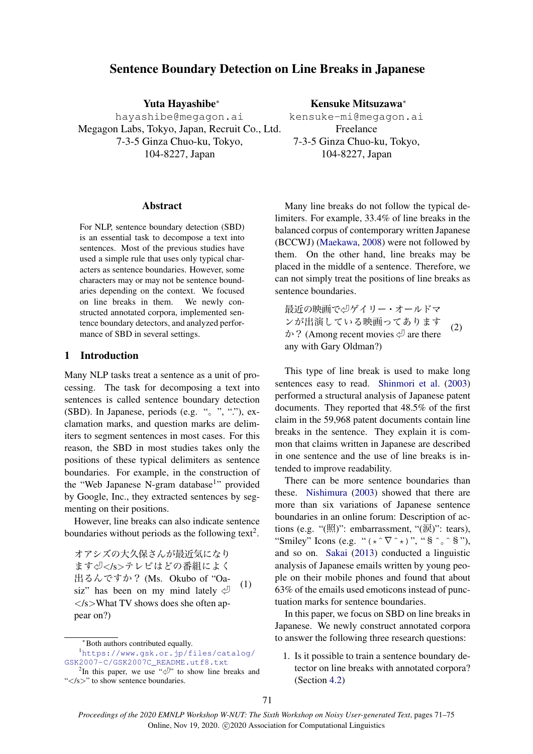# Sentence Boundary Detection on Line Breaks in Japanese

**Yuta Hayashibe***
hayashibe@megagon.ai
Megagon Labs, Tokyo, Japan, Recruit Co., Ltd.
7-3-5 Ginza Chuo-ku, Tokyo,
104-8227, Japan

**Kensuke Mitsuzawa***
kensuke-mi@megagon.ai
Freelance
7-3-5 Ginza Chuo-ku, Tokyo,
104-8227, Japan

## Abstract

For NLP, sentence boundary detection (SBD) is an essential task to decompose a text into sentences. Most of the previous studies have used a simple rule that uses only typical characters as sentence boundaries. However, some characters may or may not be sentence boundaries depending on the context. We focused on line breaks in them. We newly constructed annotated corpora, implemented sentence boundary detectors, and analyzed performance of SBD in several settings.

## 1 Introduction

Many NLP tasks treat a sentence as a unit of processing. The task for decomposing a text into sentences is called sentence boundary detection (SBD). In Japanese, periods (e.g. "。", "．"), exclamation marks, and question marks are delimiters to segment sentences in most cases. For this reason, the SBD in most studies takes only the positions of these typical delimiters as sentence boundaries. For example, in the construction of the "Web Japanese N-gram database[1]" provided by Google, Inc., they extracted sentences by segmenting on their positions.

However, line breaks can also indicate sentence boundaries without periods as the following text[2].

オアシズの大久保さんが最近気になります⏎</s>テレビはどの番組によく出るんですか？ (Ms. Okubo of "Oasiz" has been on my mind lately ⏎ </s>What TV shows does she often appear on?) (1)

Many line breaks do not follow the typical delimiters. For example, 33.4% of line breaks in the balanced corpus of contemporary written Japanese (BCCWJ) (Maekawa, 2008) were not followed by them. On the other hand, line breaks may be placed in the middle of a sentence. Therefore, we can not simply treat the positions of line breaks as sentence boundaries.

最近の映画で⏎ゲイリー・オールドマンが出演している映画ってありますか？ (Among recent movies ⏎ are there any with Gary Oldman?) (2)

This type of line break is used to make long sentences easy to read. Shinmori et al. (2003) performed a structural analysis of Japanese patent documents. They reported that 48.5% of the first claim in the 59,968 patent documents contain line breaks in the sentence. They explain it is common that claims written in Japanese are described in one sentence and the use of line breaks is intended to improve readability.

There can be more sentence boundaries than these. Nishimura (2003) showed that there are more than six variations of Japanese sentence boundaries in an online forum: Description of actions (e.g. "(照)": embarrassment, "(涙)": tears), "Smiley" Icons (e.g. "(*^∇^*)", "§^。^§"), and so on. Sakai (2013) conducted a linguistic analysis of Japanese emails written by young people on their mobile phones and found that about 63% of the emails used emoticons instead of punctuation marks for sentence boundaries.

In this paper, we focus on SBD on line breaks in Japanese. We newly construct annotated corpora to answer the following three research questions:

1. Is it possible to train a sentence boundary detector on line breaks with annotated corpora? (Section 4.2)

---

*Both authors contributed equally.

[1] https://www.gsk.or.jp/files/catalog/GSK2007-C/GSK2007C_README.utf8.txt

[2] In this paper, we use "⏎" to show line breaks and "</s>" to show sentence boundaries.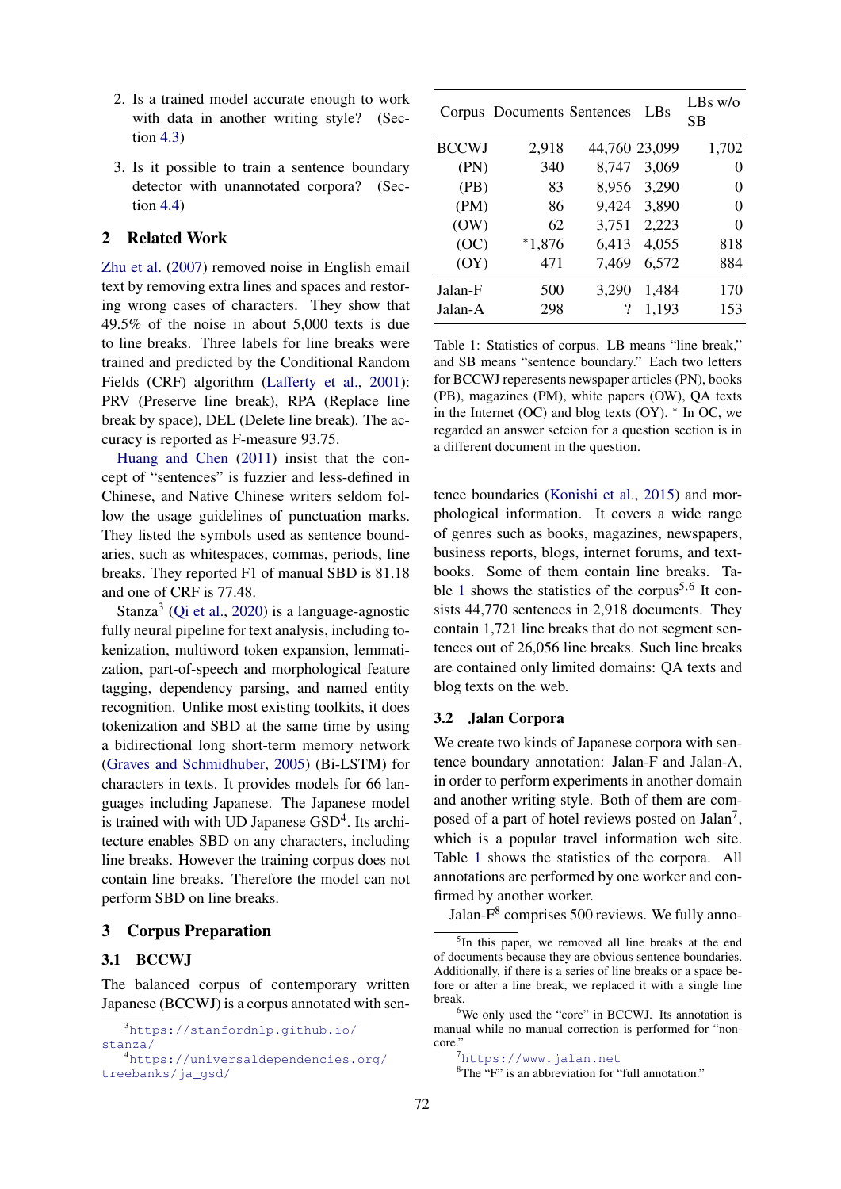2. Is a trained model accurate enough to work with data in another writing style? (Section 4.3)

3. Is it possible to train a sentence boundary detector with unannotated corpora? (Section 4.4)

## 2 Related Work

Zhu et al. (2007) removed noise in English email text by removing extra lines and spaces and restoring wrong cases of characters. They show that 49.5% of the noise in about 5,000 texts is due to line breaks. Three labels for line breaks were trained and predicted by the Conditional Random Fields (CRF) algorithm (Lafferty et al., 2001): PRV (Preserve line break), RPA (Replace line break by space), DEL (Delete line break). The accuracy is reported as F-measure 93.75.

Huang and Chen (2011) insist that the concept of "sentences" is fuzzier and less-defined in Chinese, and Native Chinese writers seldom follow the usage guidelines of punctuation marks. They listed the symbols used as sentence boundaries, such as whitespaces, commas, periods, line breaks. They reported F1 of manual SBD is 81.18 and one of CRF is 77.48.

Stanza[3] (Qi et al., 2020) is a language-agnostic fully neural pipeline for text analysis, including tokenization, multiword token expansion, lemmatization, part-of-speech and morphological feature tagging, dependency parsing, and named entity recognition. Unlike most existing toolkits, it does tokenization and SBD at the same time by using a bidirectional long short-term memory network (Graves and Schmidhuber, 2005) (Bi-LSTM) for characters in texts. It provides models for 66 languages including Japanese. The Japanese model is trained with with UD Japanese GSD[4]. Its architecture enables SBD on any characters, including line breaks. However the training corpus does not contain line breaks. Therefore the model can not perform SBD on line breaks.

## 3 Corpus Preparation

### 3.1 BCCWJ

The balanced corpus of contemporary written Japanese (BCCWJ) is a corpus annotated with sentence boundaries (Konishi et al., 2015) and morphological information. It covers a wide range of genres such as books, magazines, newspapers, business reports, blogs, internet forums, and textbooks. Some of them contain line breaks. Table 1 shows the statistics of the corpus[5,6] It consists 44,770 sentences in 2,918 documents. They contain 1,721 line breaks that do not segment sentences out of 26,056 line breaks. Such line breaks are contained only limited domains: QA texts and blog texts on the web.

| Corpus | Documents | Sentences | LBs | LBs w/o SB |
|---|---|---|---|---|
| BCCWJ | 2,918 | 44,760 | 23,099 | 1,702 |
| (PN) | 340 | 8,747 | 3,069 | 0 |
| (PB) | 83 | 8,956 | 3,290 | 0 |
| (PM) | 86 | 9,424 | 3,890 | 0 |
| (OW) | 62 | 3,751 | 2,223 | 0 |
| (OC) | *1,876 | 6,413 | 4,055 | 818 |
| (OY) | 471 | 7,469 | 6,572 | 884 |
| Jalan-F | 500 | 3,290 | 1,484 | 170 |
| Jalan-A | 298 | ? | 1,193 | 153 |

Table 1: Statistics of corpus. LB means "line break," and SB means "sentence boundary." Each two letters for BCCWJ reperesents newspaper articles (PN), books (PB), magazines (PM), white papers (OW), QA texts in the Internet (OC) and blog texts (OY). * In OC, we regarded an answer setcion for a question section is in a different document in the question.

### 3.2 Jalan Corpora

We create two kinds of Japanese corpora with sentence boundary annotation: Jalan-F and Jalan-A, in order to perform experiments in another domain and another writing style. Both of them are composed of a part of hotel reviews posted on Jalan[7], which is a popular travel information web site. Table 1 shows the statistics of the corpora. All annotations are performed by one worker and confirmed by another worker.

Jalan-F[8] comprises 500 reviews. We fully anno-

[3] https://stanfordnlp.github.io/stanza/

[4] https://universaldependencies.org/treebanks/ja_gsd/

[5] In this paper, we removed all line breaks at the end of documents because they are obvious sentence boundaries. Additionally, if there is a series of line breaks or a space before or after a line break, we replaced it with a single line break.

[6] We only used the "core" in BCCWJ. Its annotation is manual while no manual correction is performed for "non-core."

[7] https://www.jalan.net

[8] The "F" is an abbreviation for "full annotation."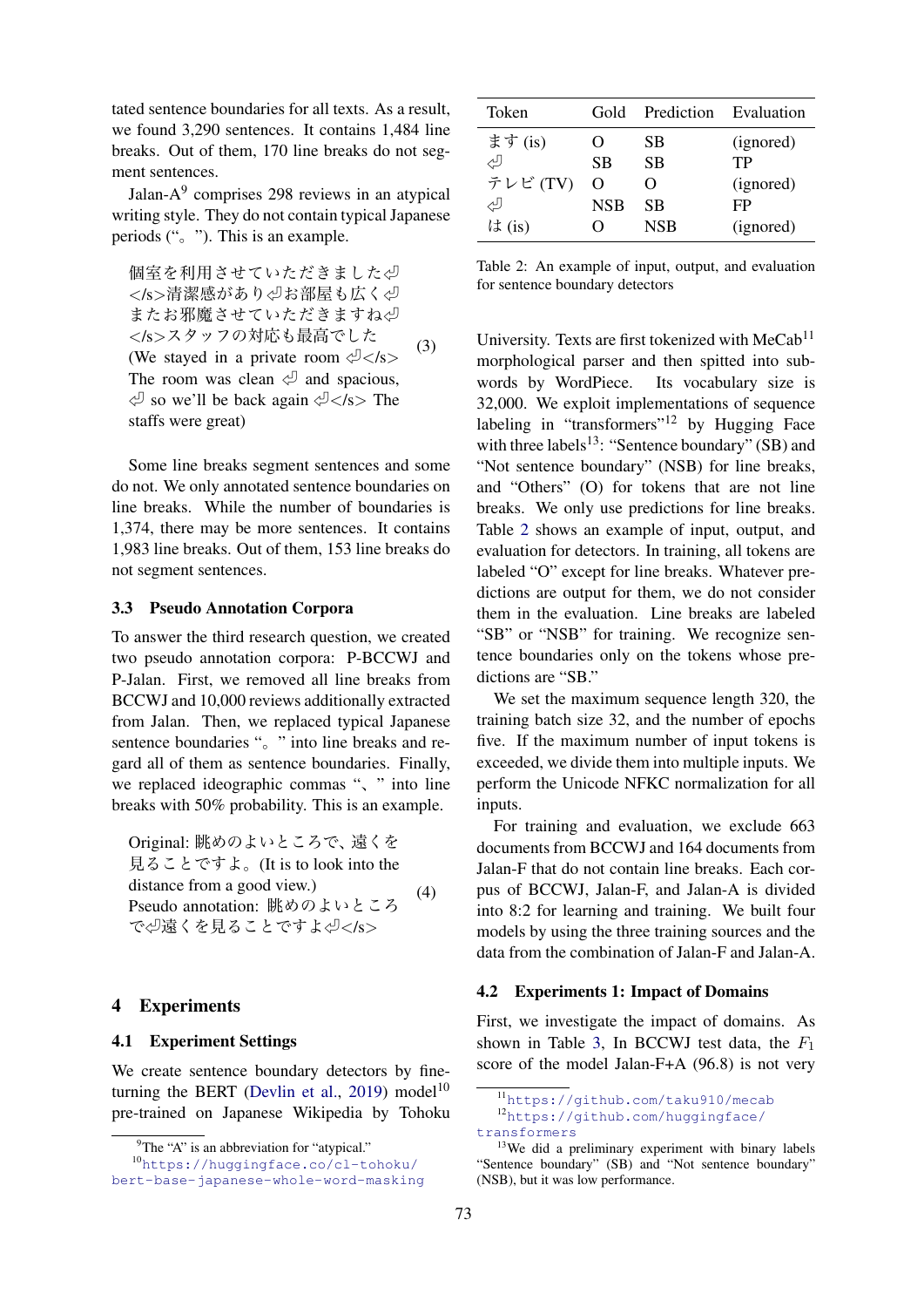tated sentence boundaries for all texts. As a result, we found 3,290 sentences. It contains 1,484 line breaks. Out of them, 170 line breaks do not segment sentences.

Jalan-A[9] comprises 298 reviews in an atypical writing style. They do not contain typical Japanese periods (“。”). This is an example.

> 個室を利用させていただきました⏎</s>清潔感があり⏎お部屋も広く⏎またお邪魔させていただきますね⏎</s>スタッフの対応も最高でした
> (We stayed in a private room ⏎</s> The room was clean ⏎ and spacious, ⏎ so we'll be back again ⏎</s> The staffs were great) (3)

Some line breaks segment sentences and some do not. We only annotated sentence boundaries on line breaks. While the number of boundaries is 1,374, there may be more sentences. It contains 1,983 line breaks. Out of them, 153 line breaks do not segment sentences.

### 3.3 Pseudo Annotation Corpora

To answer the third research question, we created two pseudo annotation corpora: P-BCCWJ and P-Jalan. First, we removed all line breaks from BCCWJ and 10,000 reviews additionally extracted from Jalan. Then, we replaced typical Japanese sentence boundaries “。” into line breaks and regard all of them as sentence boundaries. Finally, we replaced ideographic commas “、” into line breaks with 50% probability. This is an example.

> Original: 眺めのよいところで、遠くを見ることですよ。(It is to look into the distance from a good view.)
> Pseudo annotation: 眺めのよいところで⏎遠くを見ることですよ⏎</s> (4)

## 4 Experiments

### 4.1 Experiment Settings

We create sentence boundary detectors by fine-turning the BERT (Devlin et al., 2019) model[10] pre-trained on Japanese Wikipedia by Tohoku University. Texts are first tokenized with MeCab[11] morphological parser and then spitted into sub-words by WordPiece. Its vocabulary size is 32,000. We exploit implementations of sequence labeling in “transformers”[12] by Hugging Face with three labels[13]: “Sentence boundary” (SB) and “Not sentence boundary” (NSB) for line breaks, and “Others” (O) for tokens that are not line breaks. We only use predictions for line breaks. Table 2 shows an example of input, output, and evaluation for detectors. In training, all tokens are labeled “O” except for line breaks. Whatever predictions are output for them, we do not consider them in the evaluation. Line breaks are labeled “SB” or “NSB” for training. We recognize sentence boundaries only on the tokens whose predictions are “SB.”

| Token | Gold | Prediction | Evaluation |
|---|---|---|---|
| ます (is) | O | SB | (ignored) |
| ⏎ | SB | SB | TP |
| テレビ (TV) | O | O | (ignored) |
| ⏎ | NSB | SB | FP |
| は (is) | O | NSB | (ignored) |

Table 2: An example of input, output, and evaluation for sentence boundary detectors

We set the maximum sequence length 320, the training batch size 32, and the number of epochs five. If the maximum number of input tokens is exceeded, we divide them into multiple inputs. We perform the Unicode NFKC normalization for all inputs.

For training and evaluation, we exclude 663 documents from BCCWJ and 164 documents from Jalan-F that do not contain line breaks. Each corpus of BCCWJ, Jalan-F, and Jalan-A is divided into 8:2 for learning and training. We built four models by using the three training sources and the data from the combination of Jalan-F and Jalan-A.

### 4.2 Experiments 1: Impact of Domains

First, we investigate the impact of domains. As shown in Table 3, In BCCWJ test data, the $F_1$ score of the model Jalan-F+A (96.8) is not very

[9] The “A” is an abbreviation for “atypical.”

[10] https://huggingface.co/cl-tohoku/bert-base-japanese-whole-word-masking

[11] https://github.com/taku910/mecab

[12] https://github.com/huggingface/transformers

[13] We did a preliminary experiment with binary labels “Sentence boundary” (SB) and “Not sentence boundary” (NSB), but it was low performance.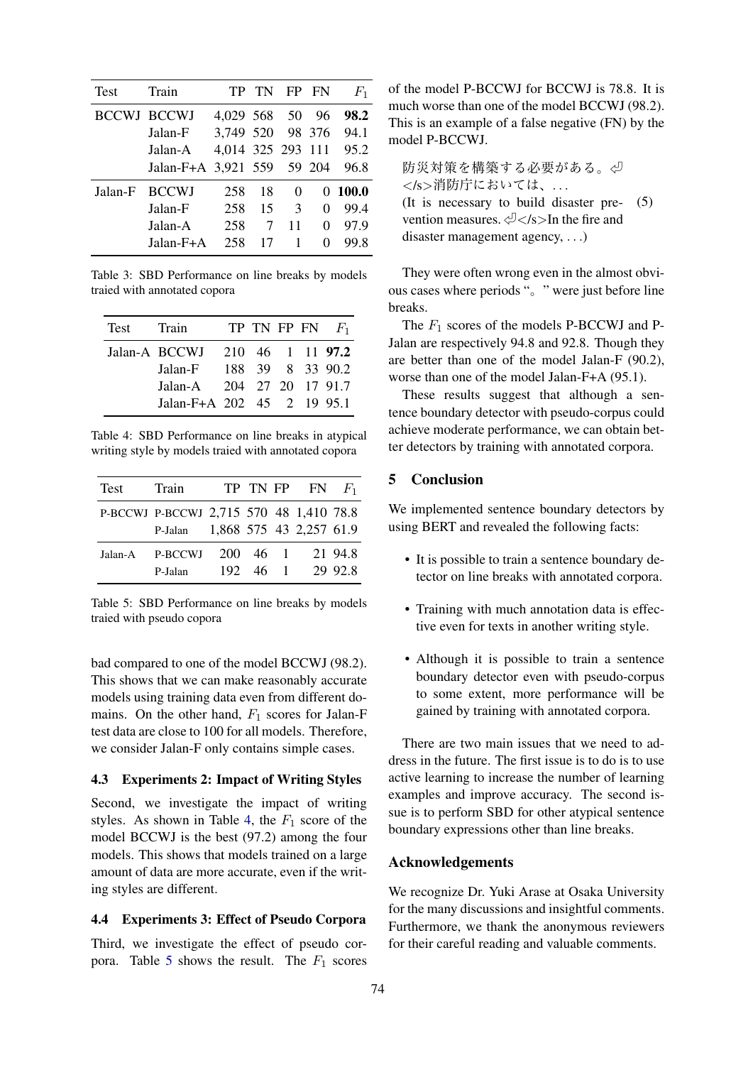| Test | Train | TP | TN | FP | FN | $F_1$ |
|---|---|---|---|---|---|---|
| BCCWJ | BCCWJ | 4,029 | 568 | 50 | 96 | **98.2** |
| | Jalan-F | 3,749 | 520 | 98 | 376 | 94.1 |
| | Jalan-A | 4,014 | 325 | 293 | 111 | 95.2 |
| | Jalan-F+A | 3,921 | 559 | 59 | 204 | 96.8 |
| Jalan-F | BCCWJ | 258 | 18 | 0 | 0 | **100.0** |
| | Jalan-F | 258 | 15 | 3 | 0 | 99.4 |
| | Jalan-A | 258 | 7 | 11 | 0 | 97.9 |
| | Jalan-F+A | 258 | 17 | 1 | 0 | 99.8 |

Table 3: SBD Performance on line breaks by models traied with annotated copora

| Test | Train | TP | TN | FP | FN | $F_1$ |
|---|---|---|---|---|---|---|
| Jalan-A | BCCWJ | 210 | 46 | 1 | 11 | **97.2** |
| | Jalan-F | 188 | 39 | 8 | 33 | 90.2 |
| | Jalan-A | 204 | 27 | 20 | 17 | 91.7 |
| | Jalan-F+A | 202 | 45 | 2 | 19 | 95.1 |

Table 4: SBD Performance on line breaks in atypical writing style by models traied with annotated copora

| Test | Train | TP | TN | FP | FN | $F_1$ |
|---|---|---|---|---|---|---|
| P-BCCWJ | P-BCCWJ | 2,715 | 570 | 48 | 1,410 | 78.8 |
| | P-Jalan | 1,868 | 575 | 43 | 2,257 | 61.9 |
| Jalan-A | P-BCCWJ | 200 | 46 | 1 | 21 | 94.8 |
| | P-Jalan | 192 | 46 | 1 | 29 | 92.8 |

Table 5: SBD Performance on line breaks by models traied with pseudo copora

bad compared to one of the model BCCWJ (98.2). This shows that we can make reasonably accurate models using training data even from different domains. On the other hand, $F_1$ scores for Jalan-F test data are close to 100 for all models. Therefore, we consider Jalan-F only contains simple cases.

### 4.3 Experiments 2: Impact of Writing Styles

Second, we investigate the impact of writing styles. As shown in Table 4, the $F_1$ score of the model BCCWJ is the best (97.2) among the four models. This shows that models trained on a large amount of data are more accurate, even if the writing styles are different.

### 4.4 Experiments 3: Effect of Pseudo Corpora

Third, we investigate the effect of pseudo corpora. Table 5 shows the result. The $F_1$ scores of the model P-BCCWJ for BCCWJ is 78.8. It is much worse than one of the model BCCWJ (98.2). This is an example of a false negative (FN) by the model P-BCCWJ.

> 防災対策を構築する必要がある。⏎</s>消防庁においては、...
> (It is necessary to build disaster prevention measures. ⏎</s>In the fire and disaster management agency, ...) (5)

They were often wrong even in the almost obvious cases where periods "。" were just before line breaks.

The $F_1$ scores of the models P-BCCWJ and P-Jalan are respectively 94.8 and 92.8. Though they are better than one of the model Jalan-F (90.2), worse than one of the model Jalan-F+A (95.1).

These results suggest that although a sentence boundary detector with pseudo-corpus could achieve moderate performance, we can obtain better detectors by training with annotated corpora.

## 5 Conclusion

We implemented sentence boundary detectors by using BERT and revealed the following facts:

- It is possible to train a sentence boundary detector on line breaks with annotated corpora.
- Training with much annotation data is effective even for texts in another writing style.
- Although it is possible to train a sentence boundary detector even with pseudo-corpus to some extent, more performance will be gained by training with annotated corpora.

There are two main issues that we need to address in the future. The first issue is to do is to use active learning to increase the number of learning examples and improve accuracy. The second issue is to perform SBD for other atypical sentence boundary expressions other than line breaks.

## Acknowledgements

We recognize Dr. Yuki Arase at Osaka University for the many discussions and insightful comments. Furthermore, we thank the anonymous reviewers for their careful reading and valuable comments.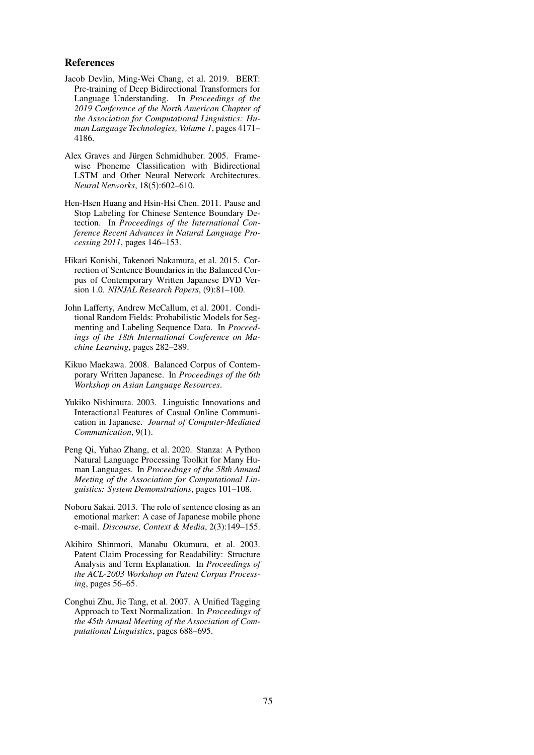## References

Jacob Devlin, Ming-Wei Chang, et al. 2019. BERT: Pre-training of Deep Bidirectional Transformers for Language Understanding. In *Proceedings of the 2019 Conference of the North American Chapter of the Association for Computational Linguistics: Human Language Technologies, Volume 1*, pages 4171–4186.

Alex Graves and Jürgen Schmidhuber. 2005. Framewise Phoneme Classification with Bidirectional LSTM and Other Neural Network Architectures. *Neural Networks*, 18(5):602–610.

Hen-Hsen Huang and Hsin-Hsi Chen. 2011. Pause and Stop Labeling for Chinese Sentence Boundary Detection. In *Proceedings of the International Conference Recent Advances in Natural Language Processing 2011*, pages 146–153.

Hikari Konishi, Takenori Nakamura, et al. 2015. Correction of Sentence Boundaries in the Balanced Corpus of Contemporary Written Japanese DVD Version 1.0. *NINJAL Research Papers*, (9):81–100.

John Lafferty, Andrew McCallum, et al. 2001. Conditional Random Fields: Probabilistic Models for Segmenting and Labeling Sequence Data. In *Proceedings of the 18th International Conference on Machine Learning*, pages 282–289.

Kikuo Maekawa. 2008. Balanced Corpus of Contemporary Written Japanese. In *Proceedings of the 6th Workshop on Asian Language Resources*.

Yukiko Nishimura. 2003. Linguistic Innovations and Interactional Features of Casual Online Communication in Japanese. *Journal of Computer-Mediated Communication*, 9(1).

Peng Qi, Yuhao Zhang, et al. 2020. Stanza: A Python Natural Language Processing Toolkit for Many Human Languages. In *Proceedings of the 58th Annual Meeting of the Association for Computational Linguistics: System Demonstrations*, pages 101–108.

Noboru Sakai. 2013. The role of sentence closing as an emotional marker: A case of Japanese mobile phone e-mail. *Discourse, Context & Media*, 2(3):149–155.

Akihiro Shinmori, Manabu Okumura, et al. 2003. Patent Claim Processing for Readability: Structure Analysis and Term Explanation. In *Proceedings of the ACL-2003 Workshop on Patent Corpus Processing*, pages 56–65.

Conghui Zhu, Jie Tang, et al. 2007. A Unified Tagging Approach to Text Normalization. In *Proceedings of the 45th Annual Meeting of the Association of Computational Linguistics*, pages 688–695.